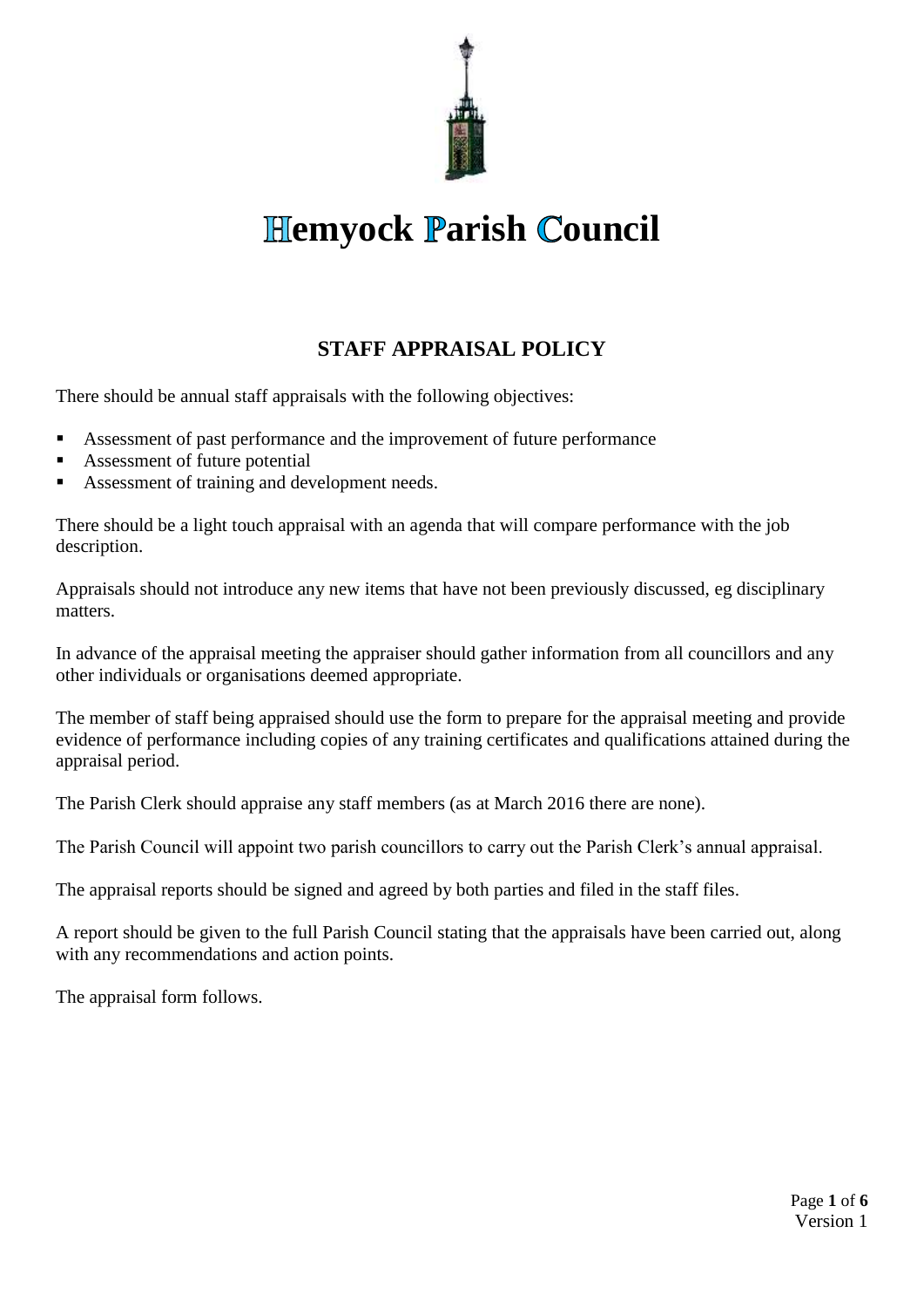# Hemyock Parish Council

## STAFF APPRAISAL POLICY

There should be annual staff appraisals with the following objectives:

- Assessment of past performance and the improvement of future performance
- Assessment of future potential
- Assessment of training and development needs.

There should be a light touch appraisal with an agenda that will compare performance with the job description.

Appraisals should not introduce any new items that have not been previously discussed, eg disciplinary matters.

In advance of the appraisal meeting the appraiser should gather information from all councillors and any other individuals or organisations deemed appropriate.

The member of staff being appraised should use the form to prepare for the appraisal meeting and provide evidence of performance including copies of any training certificates and qualifications attained during the appraisal period.

The Parish Clerk should appraise any staff members (as at March 2016 there are none).

The Parish Council will appoint two parish councillors to carry out the Parish Clerk's annual appraisal.

The appraisal reports should be signed and agreed by both parties and filed in the staff files.

A report should be given to the full Parish Council stating that the appraisals have been carried out, along with any recommendations and action points.

The appraisal form follows.

Version 1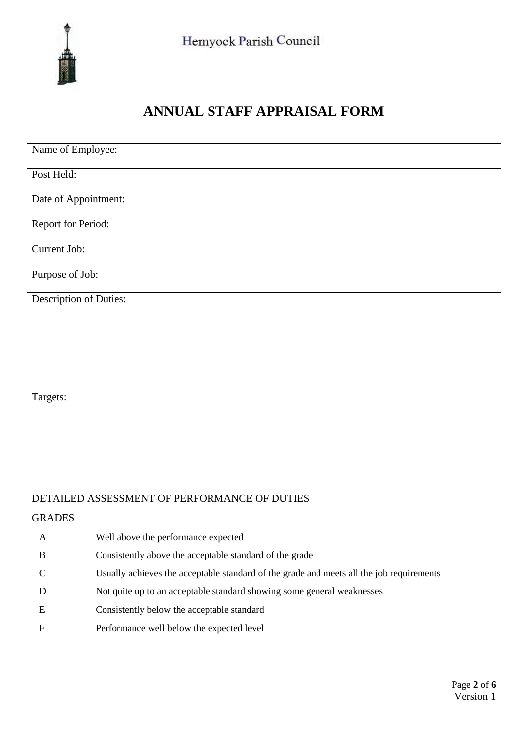Hemyock Parish Council

# ANNUAL STAFF APPRAISAL FORM

| | |
|---|---|
| Name of Employee: | |
| Post Held: | |
| Date of Appointment: | |
| Report for Period: | |
| Current Job: | |
| Purpose of Job: | |
| Description of Duties: | |
| Targets: | |

DETAILED ASSESSMENT OF PERFORMANCE OF DUTIES

GRADES

| | |
|---|---|
| A | Well above the performance expected |
| B | Consistently above the acceptable standard of the grade |
| C | Usually achieves the acceptable standard of the grade and meets all the job requirements |
| D | Not quite up to an acceptable standard showing some general weaknesses |
| E | Consistently below the acceptable standard |
| F | Performance well below the expected level |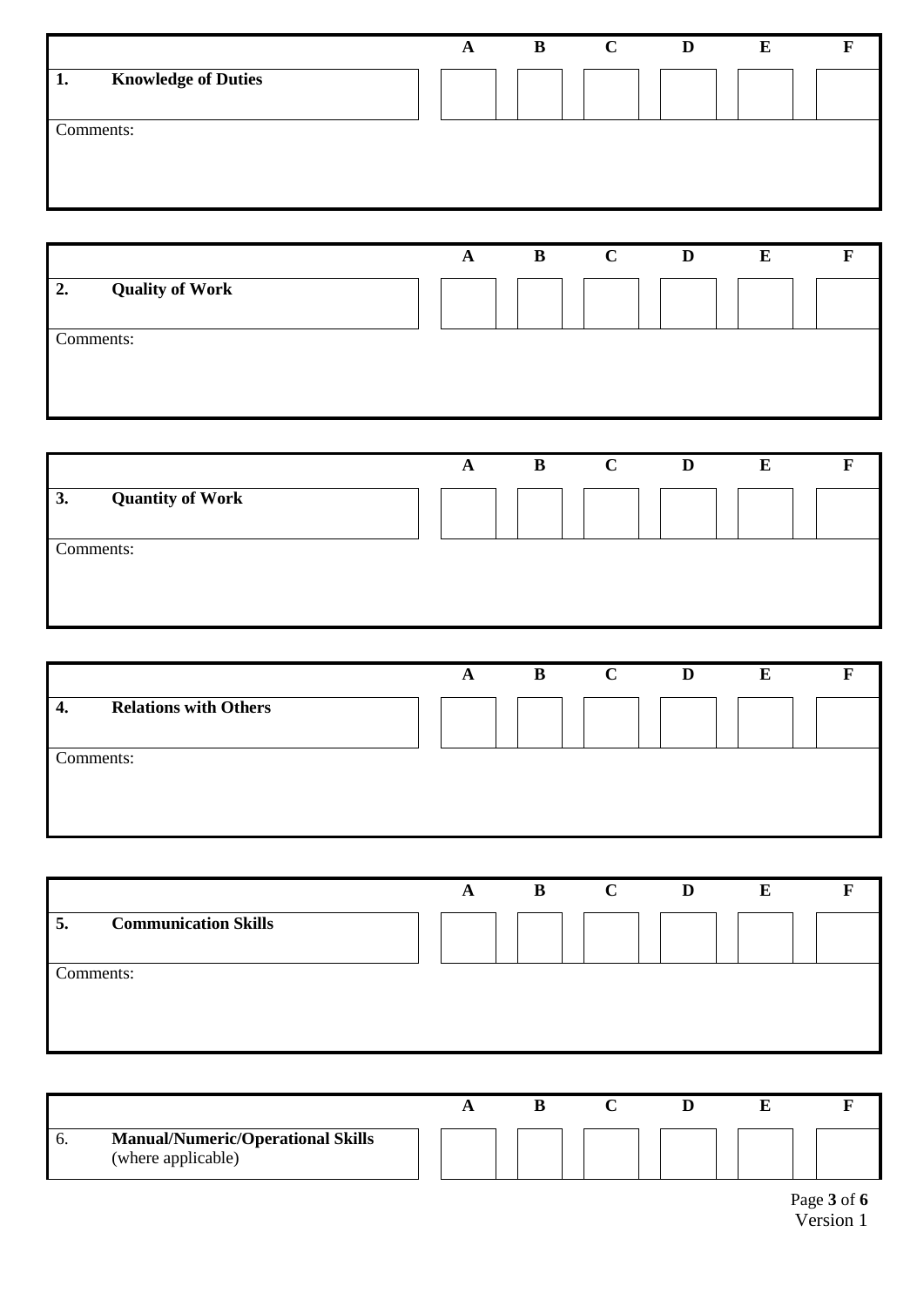| | A | B | C | D | E | F |
|---|---|---|---|---|---|---|
| **1. Knowledge of Duties** | | | | | | |

Comments:

| | A | B | C | D | E | F |
|---|---|---|---|---|---|---|
| **2. Quality of Work** | | | | | | |

Comments:

| | A | B | C | D | E | F |
|---|---|---|---|---|---|---|
| **3. Quantity of Work** | | | | | | |

Comments:

| | A | B | C | D | E | F |
|---|---|---|---|---|---|---|
| **4. Relations with Others** | | | | | | |

Comments:

| | A | B | C | D | E | F |
|---|---|---|---|---|---|---|
| **5. Communication Skills** | | | | | | |

Comments:

| | A | B | C | D | E | F |
|---|---|---|---|---|---|---|
| 6. **Manual/Numeric/Operational Skills** (where applicable) | | | | | | |

Version 1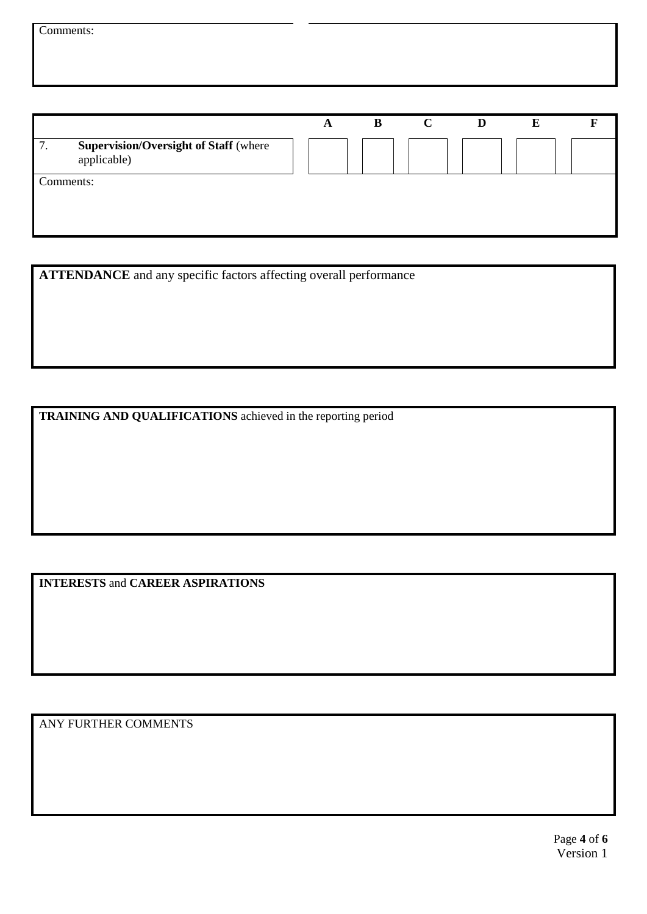Comments:

| | | A | B | C | D | E | F |
|---|---|---|---|---|---|---|---|
| 7. | **Supervision/Oversight of Staff** (where applicable) | | | | | | |

Comments:

**ATTENDANCE** and any specific factors affecting overall performance

**TRAINING AND QUALIFICATIONS** achieved in the reporting period

**INTERESTS** and **CAREER ASPIRATIONS**

ANY FURTHER COMMENTS

Version 1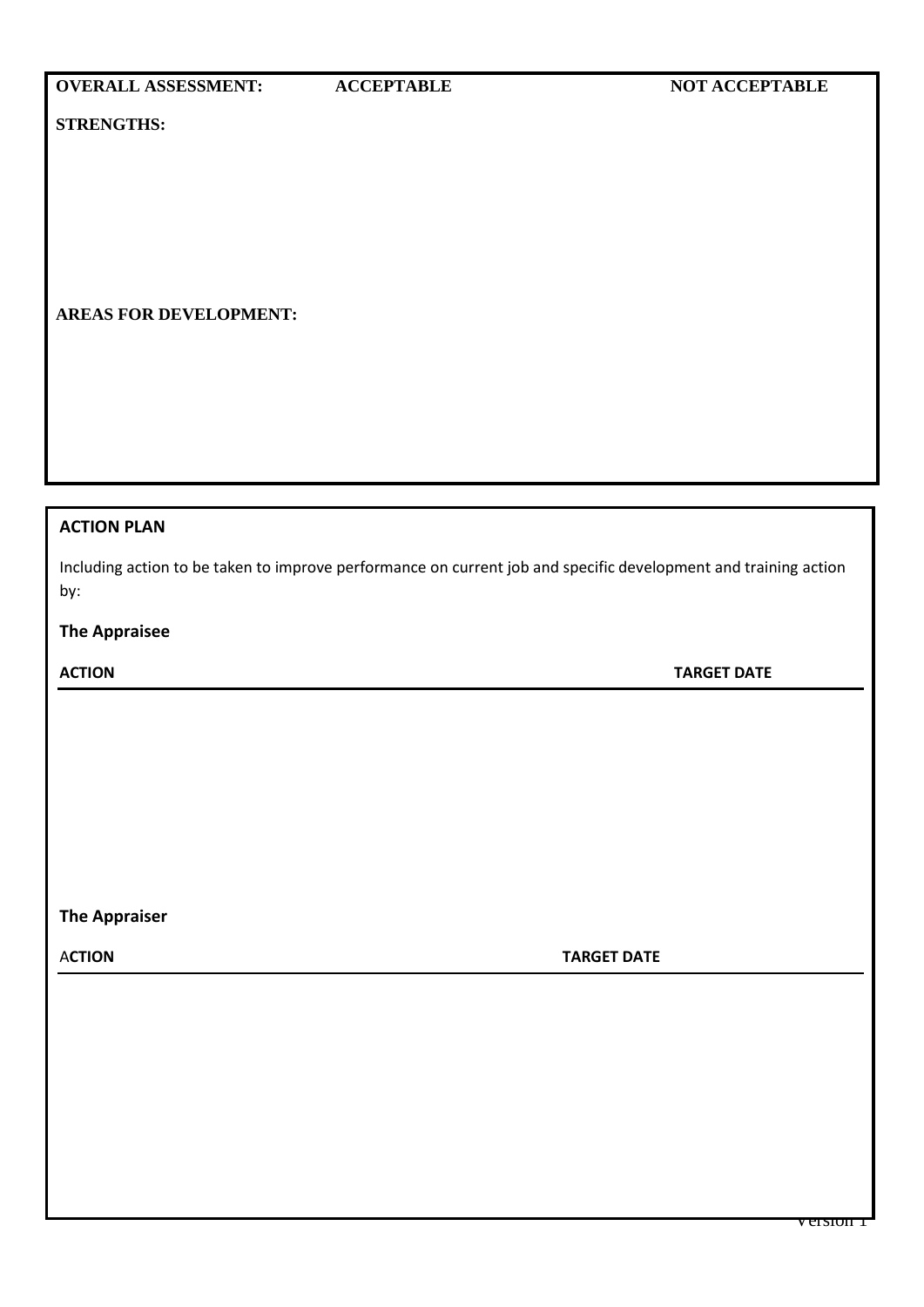**OVERALL ASSESSMENT:** **ACCEPTABLE** **NOT ACCEPTABLE**

**STRENGTHS:**

**AREAS FOR DEVELOPMENT:**

## ACTION PLAN

Including action to be taken to improve performance on current job and specific development and training action by:

### The Appraisee

| ACTION | TARGET DATE |
| --- | --- |
| | |

### The Appraiser

| ACTION | TARGET DATE |
| --- | --- |
| | |

Version 1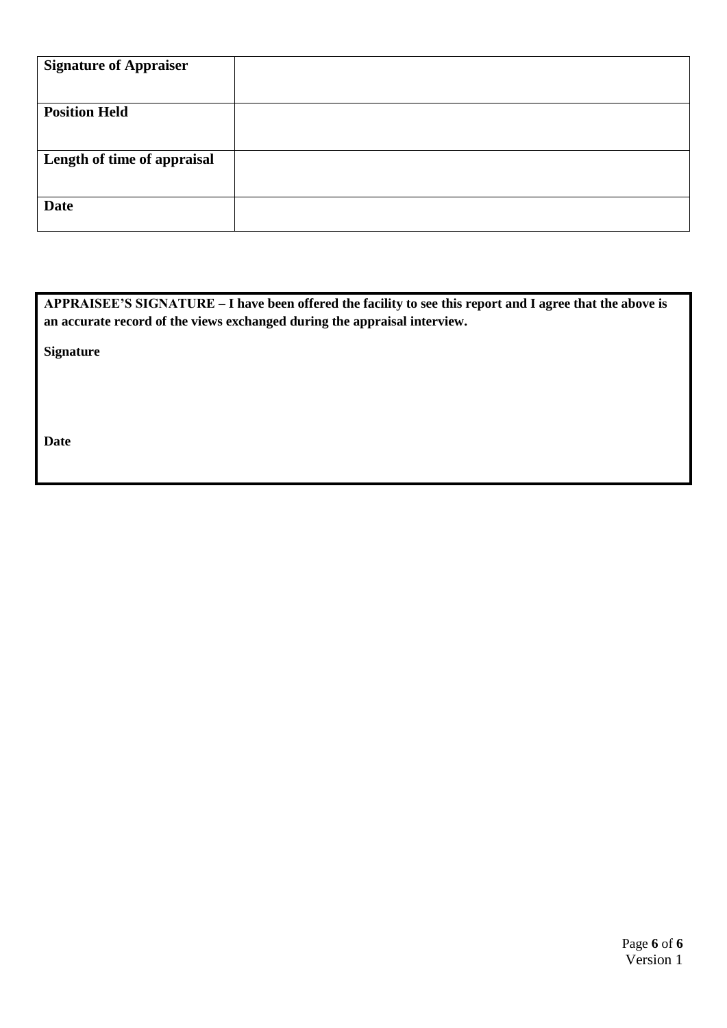| | |
|---|---|
| **Signature of Appraiser** | |
| **Position Held** | |
| **Length of time of appraisal** | |
| **Date** | |

**APPRAISEE'S SIGNATURE – I have been offered the facility to see this report and I agree that the above is an accurate record of the views exchanged during the appraisal interview.**

**Signature**

**Date**

Version 1